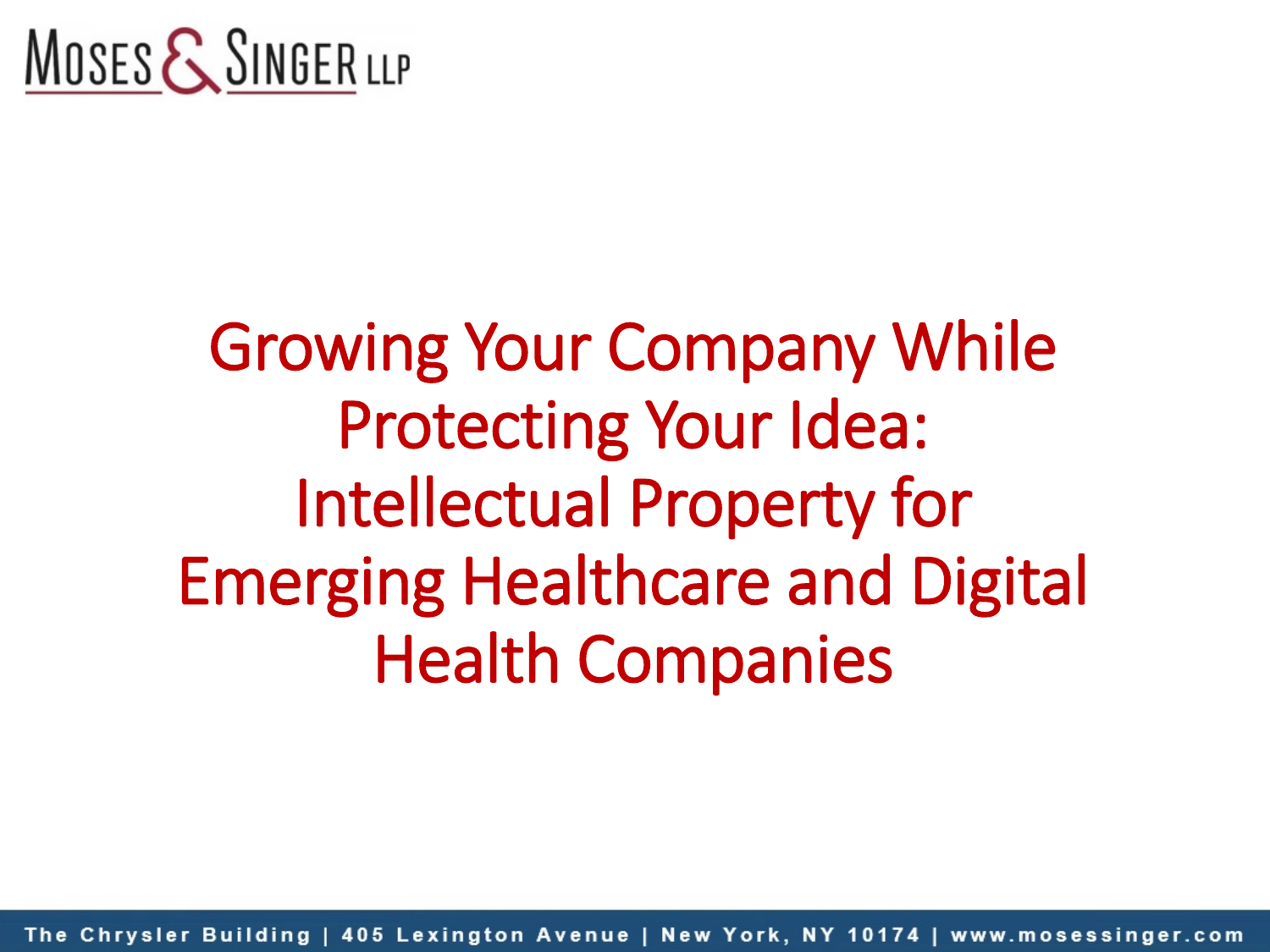Moses & Singer LLP

# Growing Your Company While Protecting Your Idea: Intellectual Property for Emerging Healthcare and Digital Health Companies

The Chrysler Building | 405 Lexington Avenue | New York, NY 10174 | www.mosessinger.com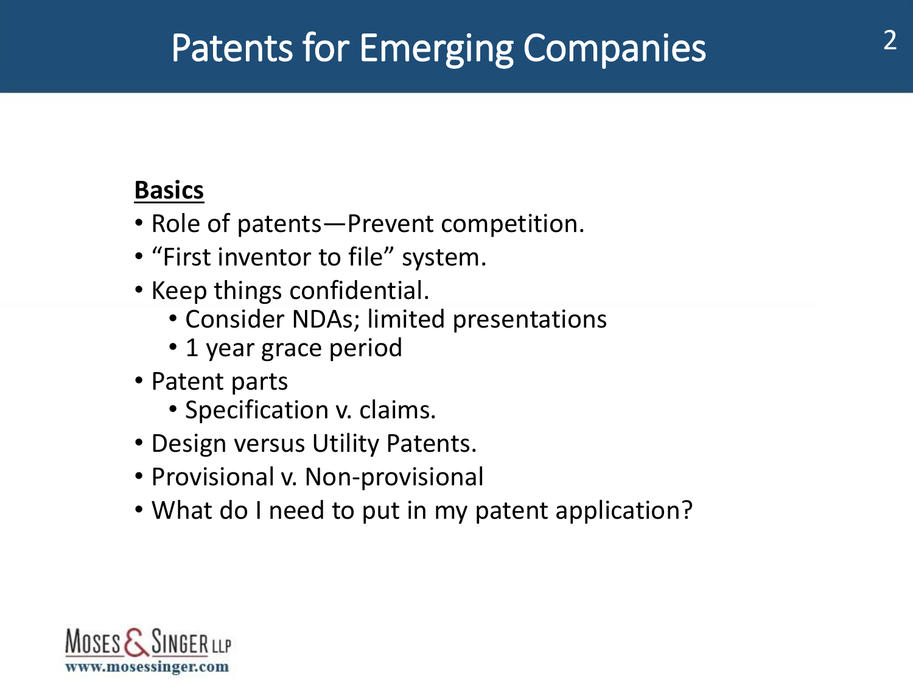# Patents for Emerging Companies

**Basics**

- Role of patents—Prevent competition.
- “First inventor to file” system.
- Keep things confidential.
    - Consider NDAs; limited presentations
    - 1 year grace period
- Patent parts
    - Specification v. claims.
- Design versus Utility Patents.
- Provisional v. Non-provisional
- What do I need to put in my patent application?

Moses & Singer LLP
www.mosessinger.com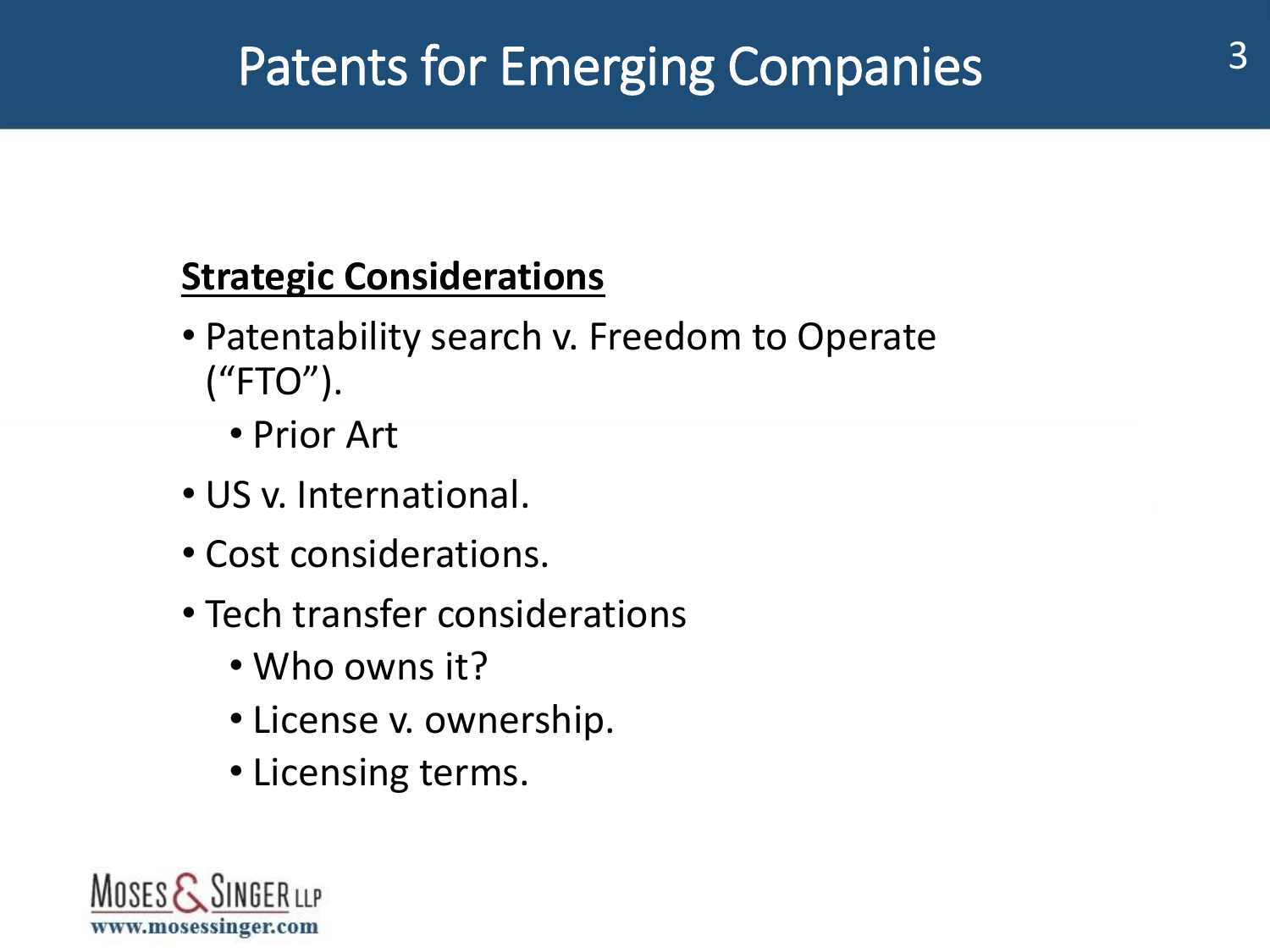# Patents for Emerging Companies

**Strategic Considerations**

- Patentability search v. Freedom to Operate ("FTO").
  - Prior Art
- US v. International.
- Cost considerations.
- Tech transfer considerations
  - Who owns it?
  - License v. ownership.
  - Licensing terms.

Moses & Singer LLP
www.mosessinger.com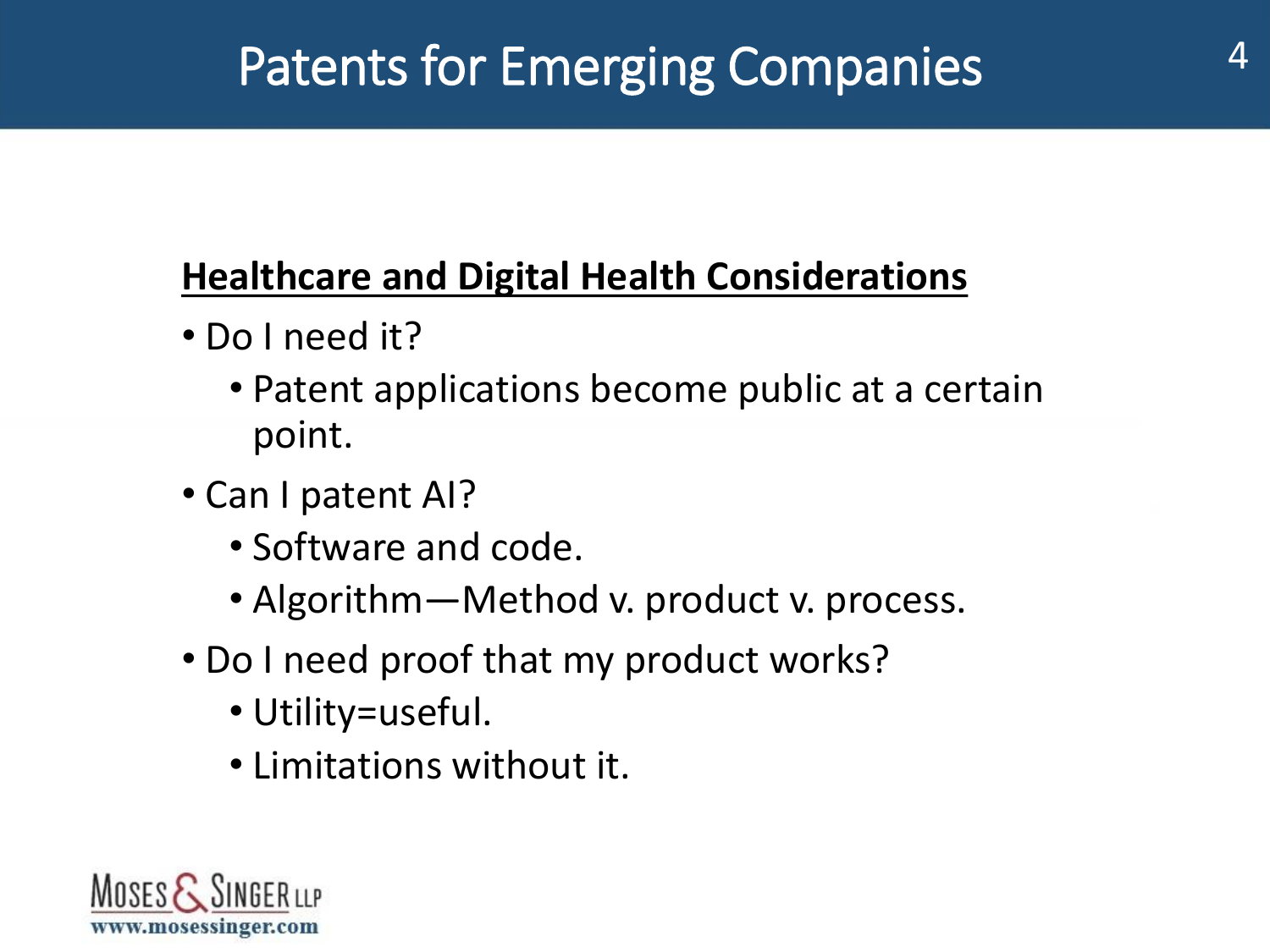# Patents for Emerging Companies

**Healthcare and Digital Health Considerations**

- Do I need it?
  - Patent applications become public at a certain point.
- Can I patent AI?
  - Software and code.
  - Algorithm—Method v. product v. process.
- Do I need proof that my product works?
  - Utility=useful.
  - Limitations without it.

Moses & Singer LLP
www.mosessinger.com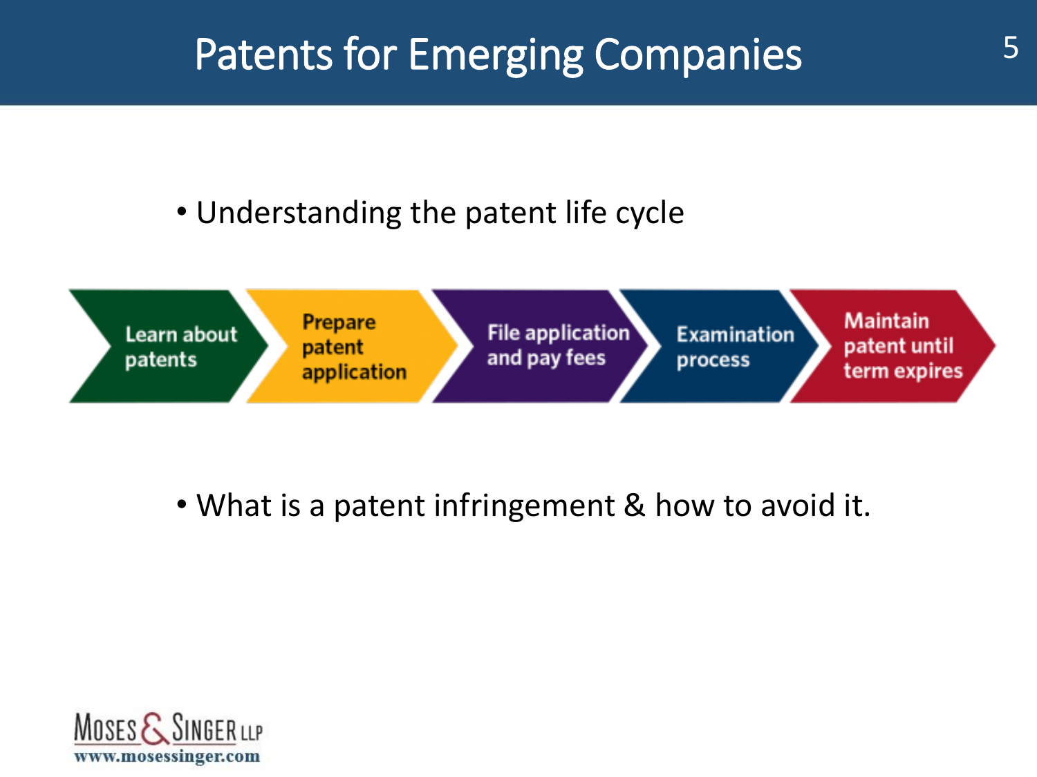# Patents for Emerging Companies

- Understanding the patent life cycle

Learn about patents → Prepare patent application → File application and pay fees → Examination process → Maintain patent until term expires

- What is a patent infringement & how to avoid it.

Moses & Singer LLP
www.mosessinger.com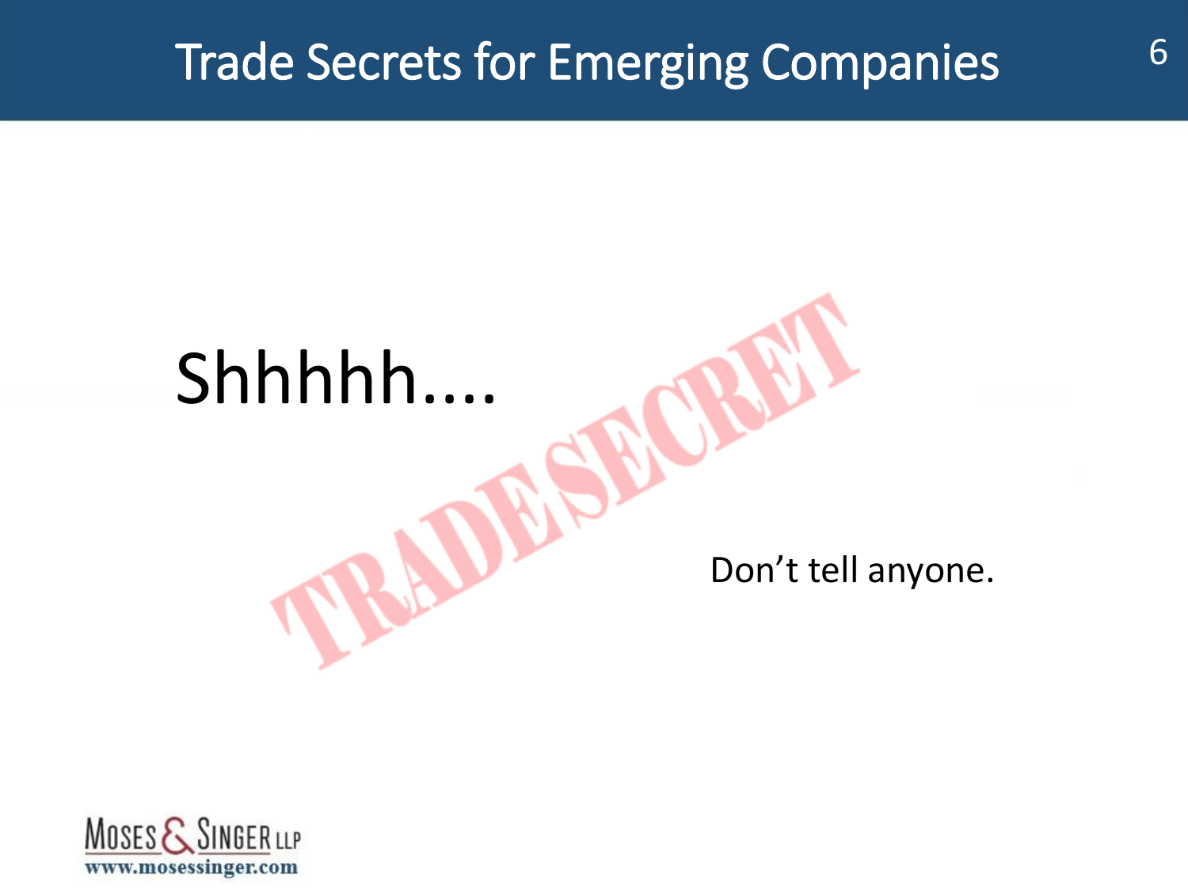# Trade Secrets for Emerging Companies

Shhhhh....

TRADE SECRET

Don't tell anyone.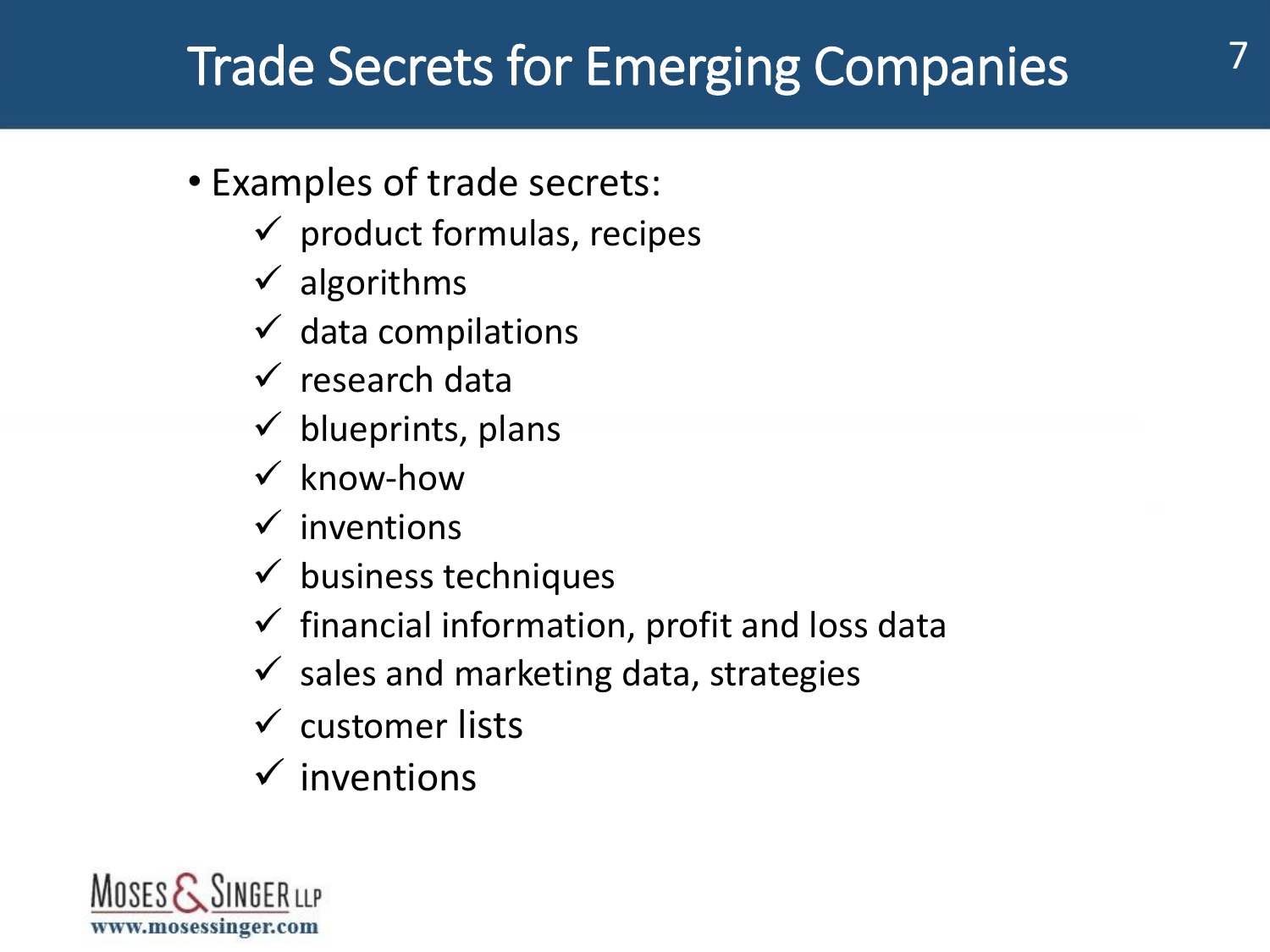# Trade Secrets for Emerging Companies

- Examples of trade secrets:
  - ✓ product formulas, recipes
  - ✓ algorithms
  - ✓ data compilations
  - ✓ research data
  - ✓ blueprints, plans
  - ✓ know-how
  - ✓ inventions
  - ✓ business techniques
  - ✓ financial information, profit and loss data
  - ✓ sales and marketing data, strategies
  - ✓ customer lists
  - ✓ inventions

Moses & Singer LLP
www.mosessinger.com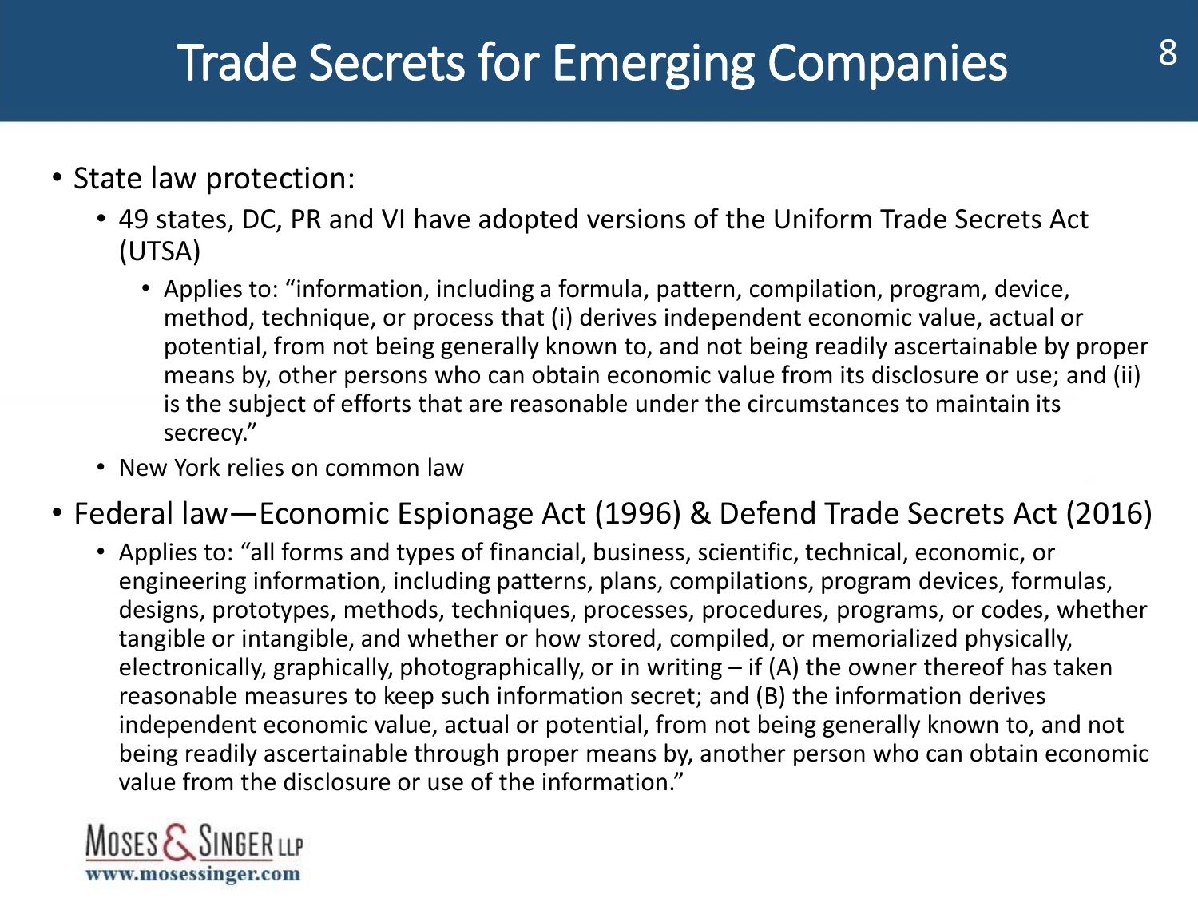# Trade Secrets for Emerging Companies

- State law protection:
  - 49 states, DC, PR and VI have adopted versions of the Uniform Trade Secrets Act (UTSA)
    - Applies to: "information, including a formula, pattern, compilation, program, device, method, technique, or process that (i) derives independent economic value, actual or potential, from not being generally known to, and not being readily ascertainable by proper means by, other persons who can obtain economic value from its disclosure or use; and (ii) is the subject of efforts that are reasonable under the circumstances to maintain its secrecy."
  - New York relies on common law
- Federal law—Economic Espionage Act (1996) & Defend Trade Secrets Act (2016)
  - Applies to: "all forms and types of financial, business, scientific, technical, economic, or engineering information, including patterns, plans, compilations, program devices, formulas, designs, prototypes, methods, techniques, processes, procedures, programs, or codes, whether tangible or intangible, and whether or how stored, compiled, or memorialized physically, electronically, graphically, photographically, or in writing – if (A) the owner thereof has taken reasonable measures to keep such information secret; and (B) the information derives independent economic value, actual or potential, from not being generally known to, and not being readily ascertainable through proper means by, another person who can obtain economic value from the disclosure or use of the information."

Moses & Singer LLP
www.mosessinger.com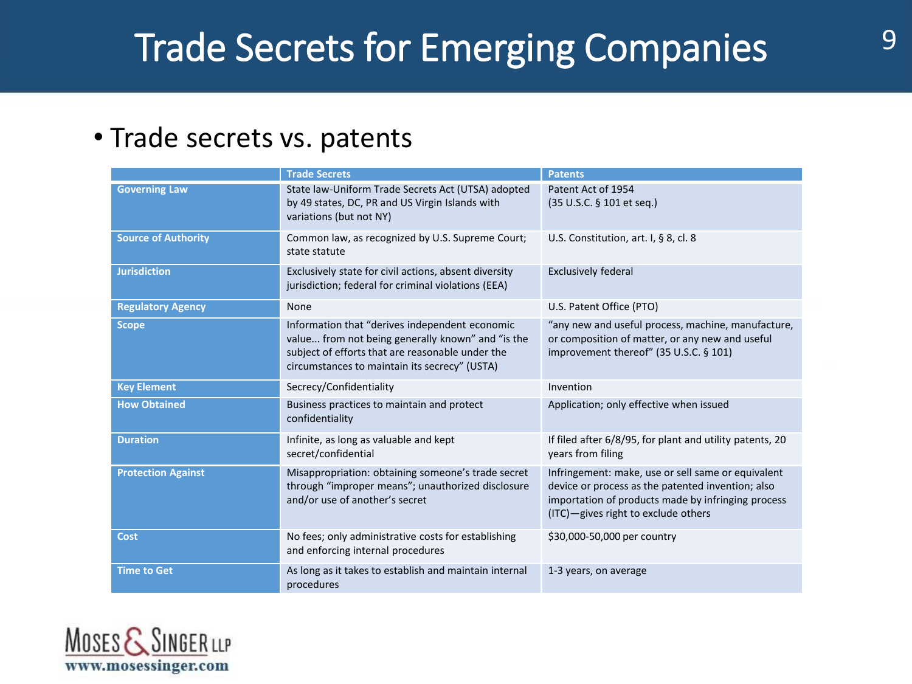# Trade Secrets for Emerging Companies

- Trade secrets vs. patents

| | Trade Secrets | Patents |
|---|---|---|
| **Governing Law** | State law-Uniform Trade Secrets Act (UTSA) adopted by 49 states, DC, PR and US Virgin Islands with variations (but not NY) | Patent Act of 1954 (35 U.S.C. § 101 et seq.) |
| **Source of Authority** | Common law, as recognized by U.S. Supreme Court; state statute | U.S. Constitution, art. I, § 8, cl. 8 |
| **Jurisdiction** | Exclusively state for civil actions, absent diversity jurisdiction; federal for criminal violations (EEA) | Exclusively federal |
| **Regulatory Agency** | None | U.S. Patent Office (PTO) |
| **Scope** | Information that "derives independent economic value... from not being generally known" and "is the subject of efforts that are reasonable under the circumstances to maintain its secrecy" (USTA) | "any new and useful process, machine, manufacture, or composition of matter, or any new and useful improvement thereof" (35 U.S.C. § 101) |
| **Key Element** | Secrecy/Confidentiality | Invention |
| **How Obtained** | Business practices to maintain and protect confidentiality | Application; only effective when issued |
| **Duration** | Infinite, as long as valuable and kept secret/confidential | If filed after 6/8/95, for plant and utility patents, 20 years from filing |
| **Protection Against** | Misappropriation: obtaining someone's trade secret through "improper means"; unauthorized disclosure and/or use of another's secret | Infringement: make, use or sell same or equivalent device or process as the patented invention; also importation of products made by infringing process (ITC)—gives right to exclude others |
| **Cost** | No fees; only administrative costs for establishing and enforcing internal procedures | $30,000-50,000 per country |
| **Time to Get** | As long as it takes to establish and maintain internal procedures | 1-3 years, on average |

Moses & Singer LLP
www.mosessinger.com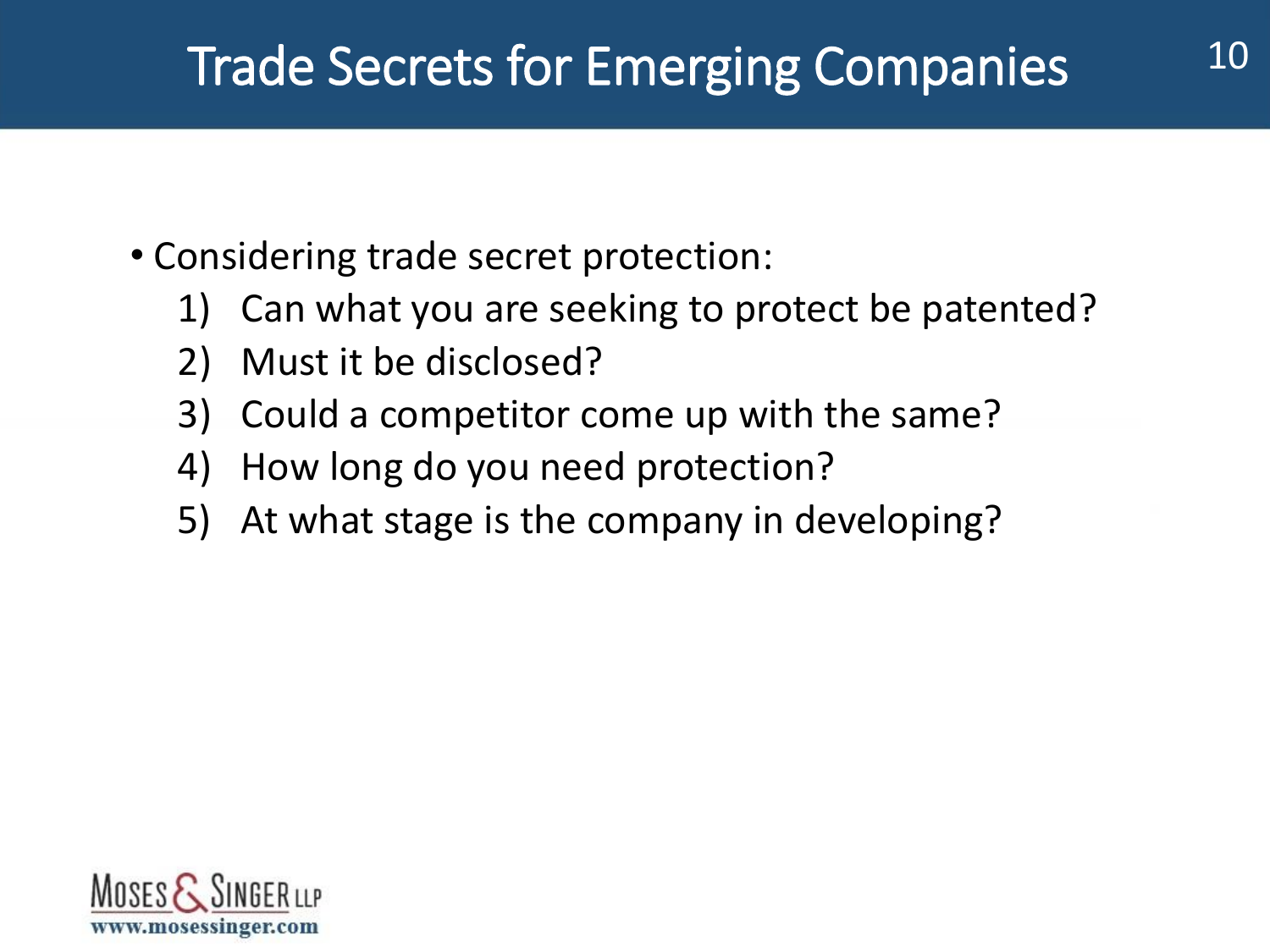# Trade Secrets for Emerging Companies

- Considering trade secret protection:
  1) Can what you are seeking to protect be patented?
  2) Must it be disclosed?
  3) Could a competitor come up with the same?
  4) How long do you need protection?
  5) At what stage is the company in developing?

Moses & Singer LLP
www.mosessinger.com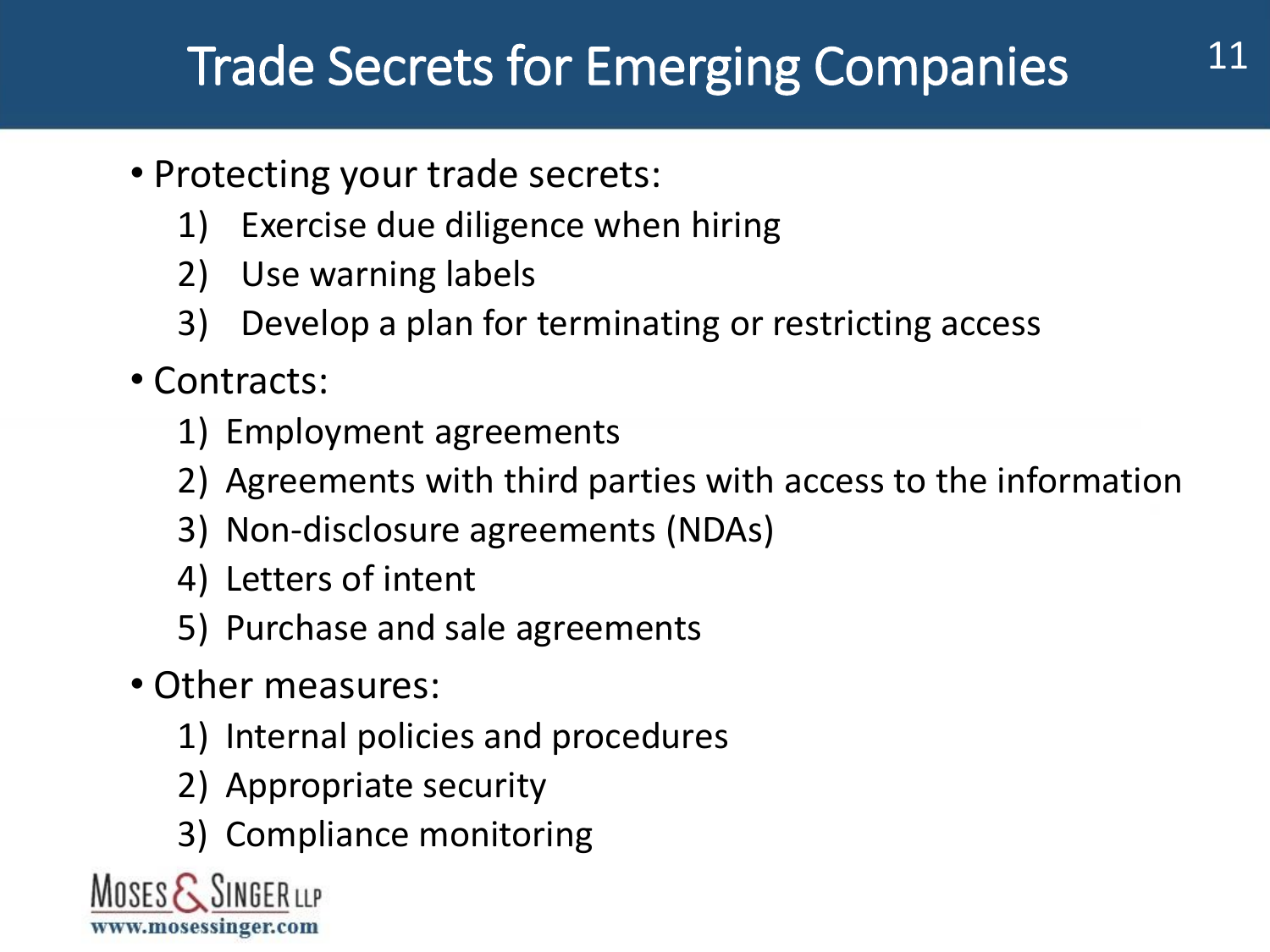# Trade Secrets for Emerging Companies

- Protecting your trade secrets:
  1) Exercise due diligence when hiring
  2) Use warning labels
  3) Develop a plan for terminating or restricting access
- Contracts:
  1) Employment agreements
  2) Agreements with third parties with access to the information
  3) Non-disclosure agreements (NDAs)
  4) Letters of intent
  5) Purchase and sale agreements
- Other measures:
  1) Internal policies and procedures
  2) Appropriate security
  3) Compliance monitoring

MOSES & SINGER LLP
www.mosessinger.com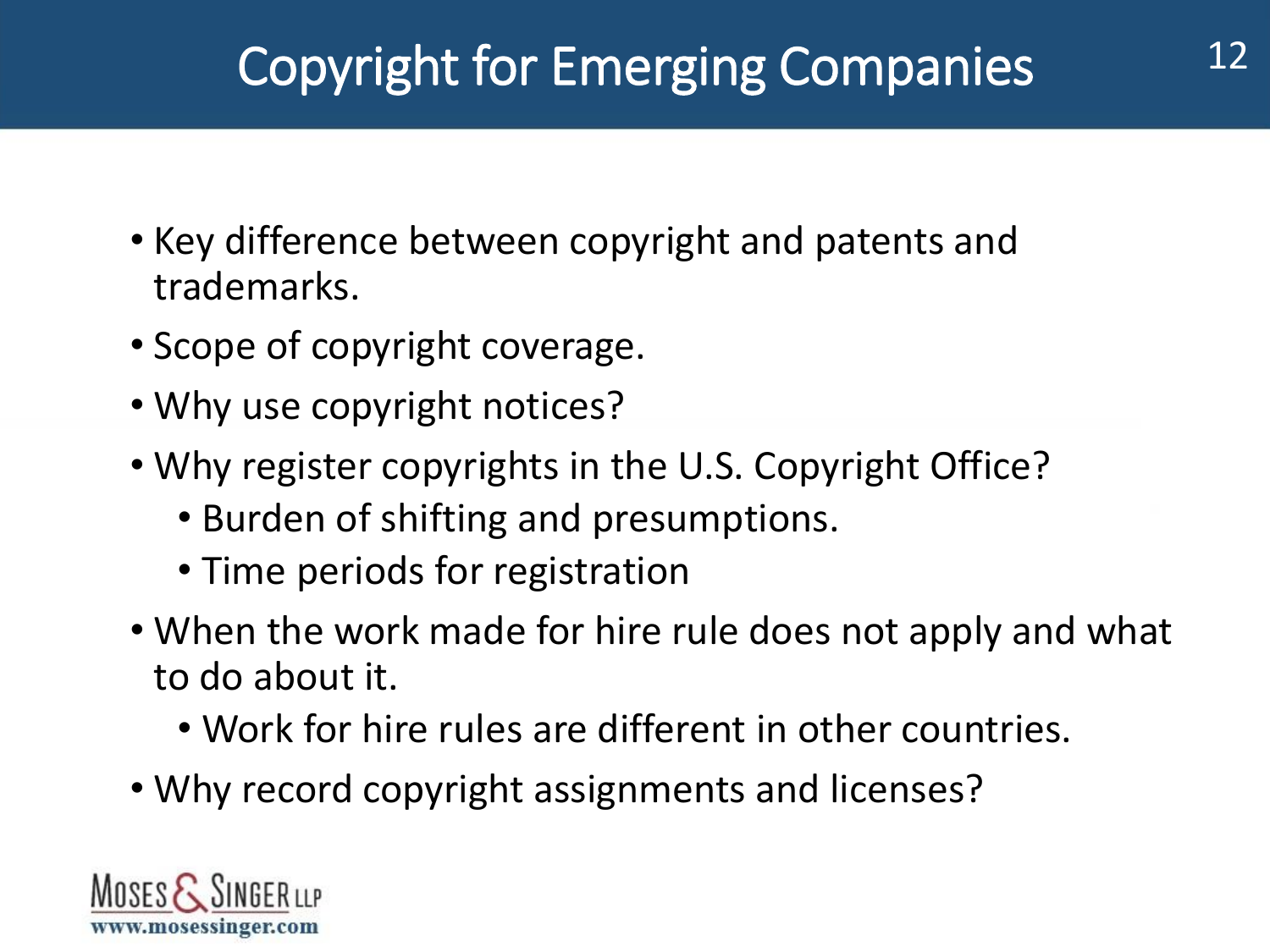# Copyright for Emerging Companies

- Key difference between copyright and patents and trademarks.
- Scope of copyright coverage.
- Why use copyright notices?
- Why register copyrights in the U.S. Copyright Office?
  - Burden of shifting and presumptions.
  - Time periods for registration
- When the work made for hire rule does not apply and what to do about it.
  - Work for hire rules are different in other countries.
- Why record copyright assignments and licenses?

Moses & Singer LLP
www.mosessinger.com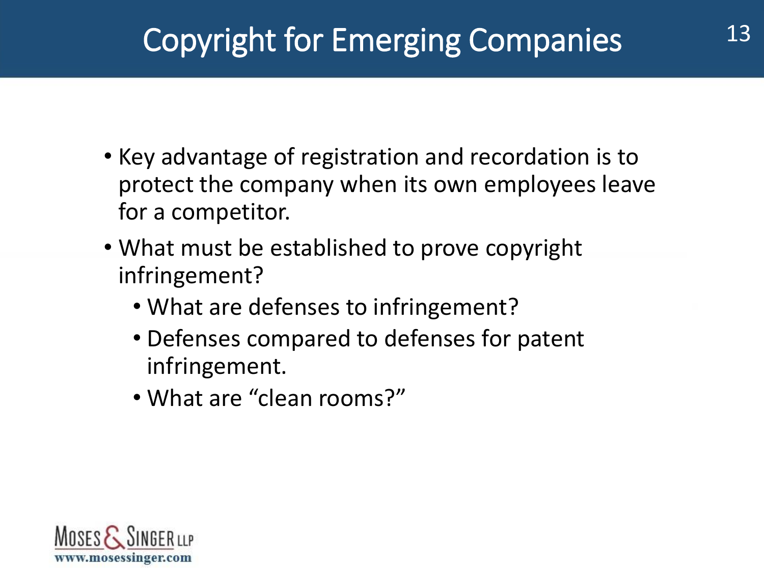# Copyright for Emerging Companies

- Key advantage of registration and recordation is to protect the company when its own employees leave for a competitor.
- What must be established to prove copyright infringement?
  - What are defenses to infringement?
  - Defenses compared to defenses for patent infringement.
  - What are "clean rooms?"

Moses & Singer LLP
www.mosessinger.com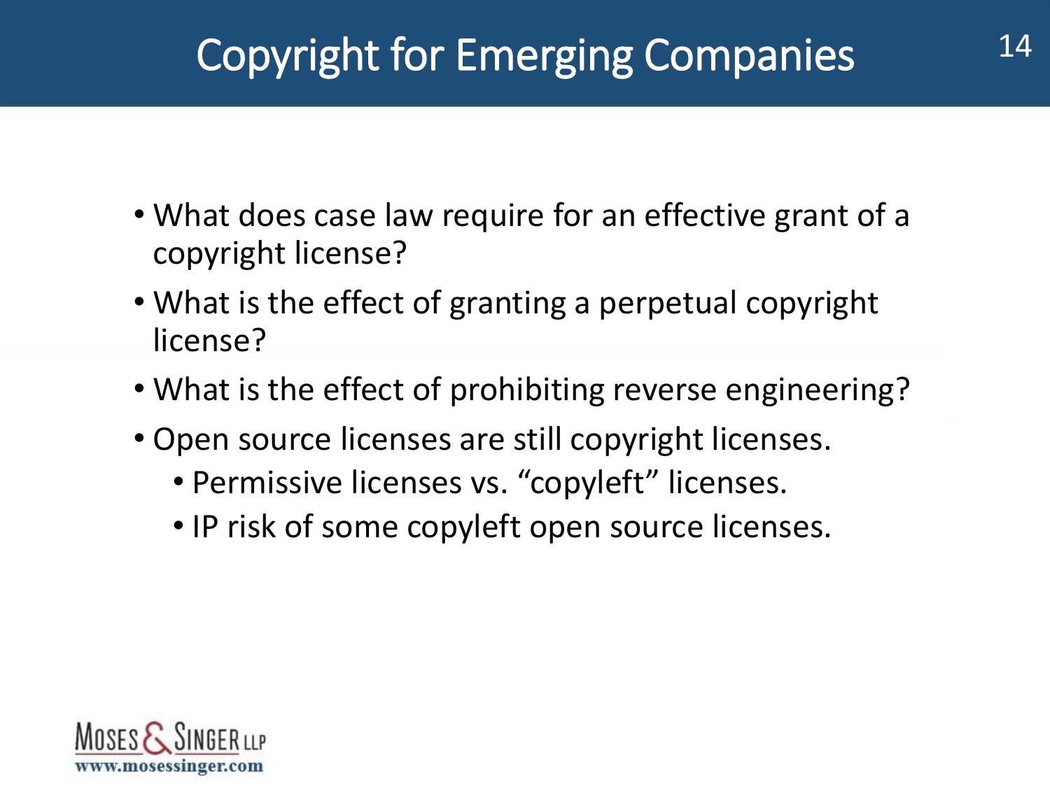# Copyright for Emerging Companies

- What does case law require for an effective grant of a copyright license?
- What is the effect of granting a perpetual copyright license?
- What is the effect of prohibiting reverse engineering?
- Open source licenses are still copyright licenses.
  - Permissive licenses vs. “copyleft” licenses.
  - IP risk of some copyleft open source licenses.

MOSES & SINGER LLP
www.mosessinger.com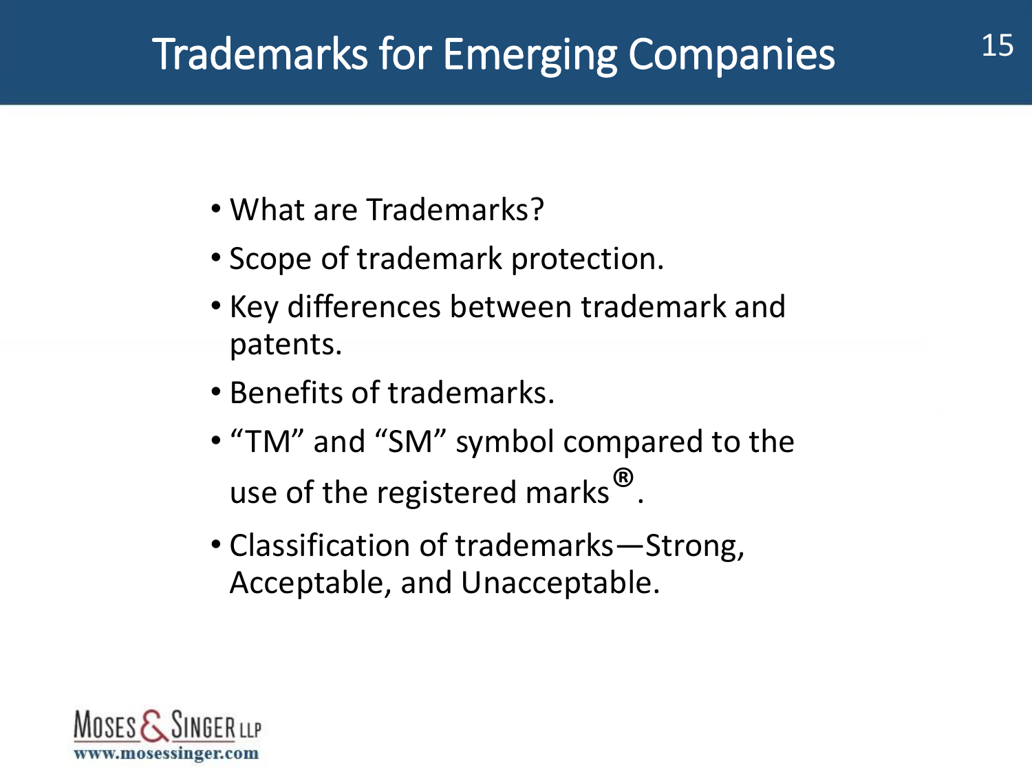# Trademarks for Emerging Companies

- What are Trademarks?
- Scope of trademark protection.
- Key differences between trademark and patents.
- Benefits of trademarks.
- "TM" and "SM" symbol compared to the use of the registered marks®.
- Classification of trademarks—Strong, Acceptable, and Unacceptable.

MOSES & SINGER LLP
www.mosessinger.com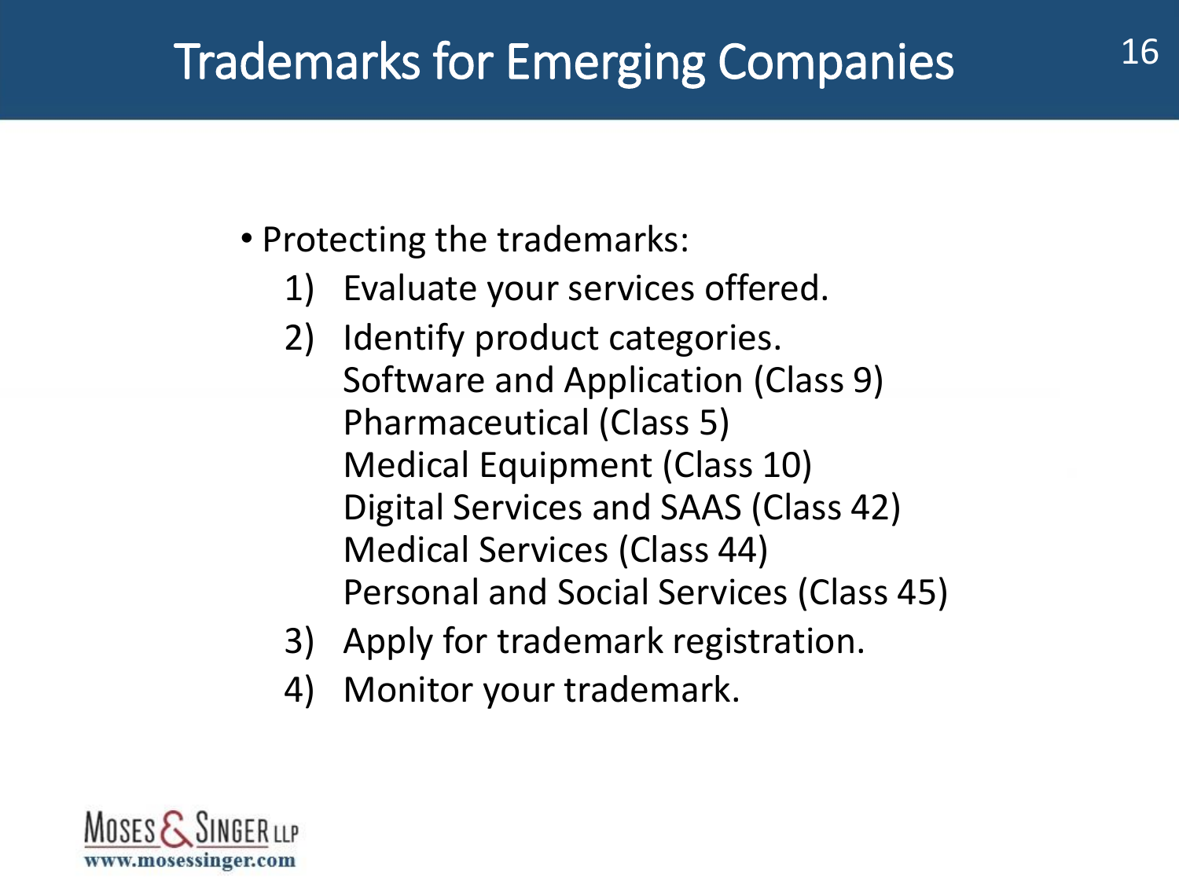# Trademarks for Emerging Companies

- Protecting the trademarks:
  1) Evaluate your services offered.
  2) Identify product categories.
     Software and Application (Class 9)
     Pharmaceutical (Class 5)
     Medical Equipment (Class 10)
     Digital Services and SAAS (Class 42)
     Medical Services (Class 44)
     Personal and Social Services (Class 45)
  3) Apply for trademark registration.
  4) Monitor your trademark.

Moses & Singer LLP
www.mosessinger.com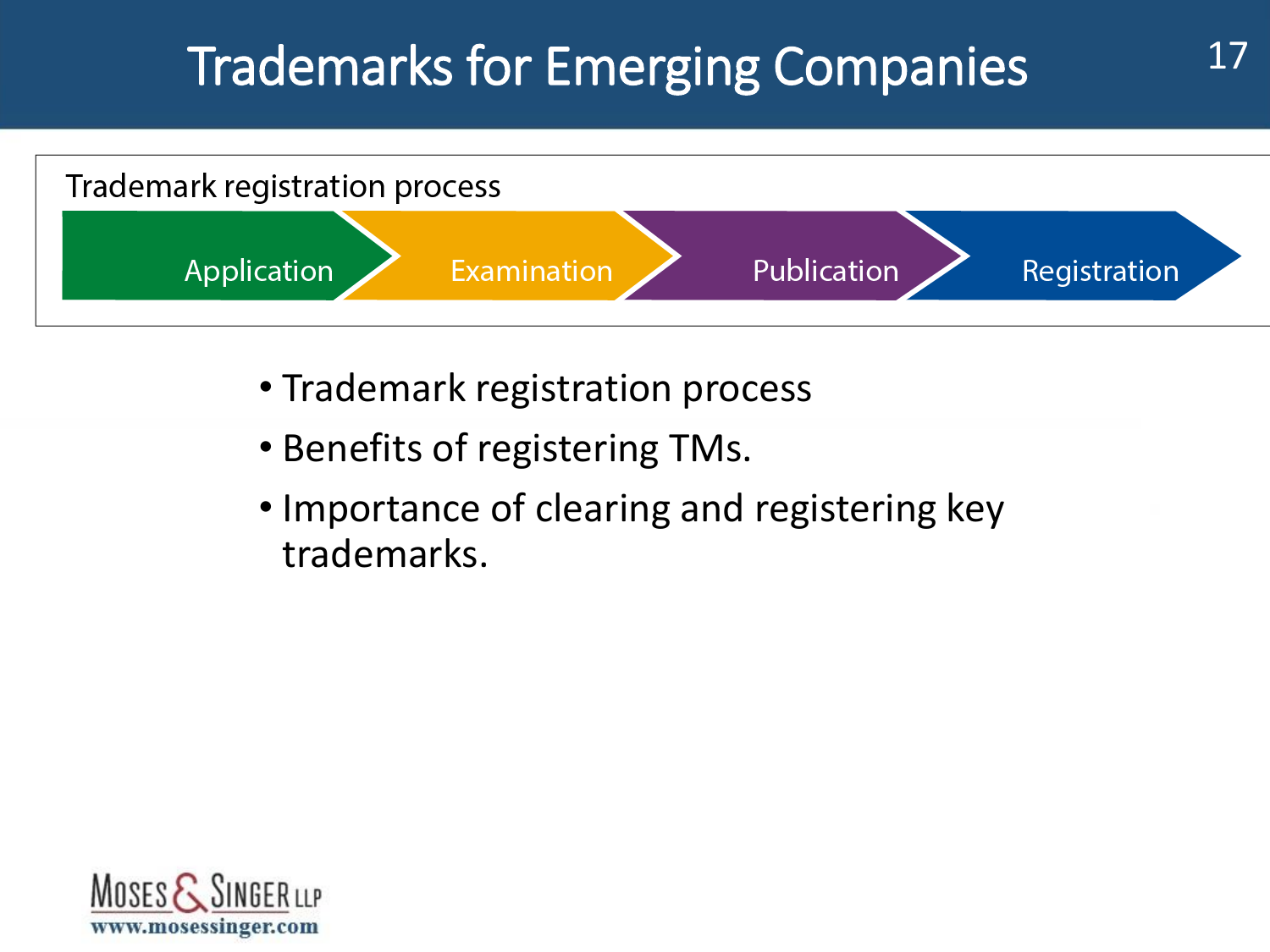# Trademarks for Emerging Companies

Trademark registration process

Application → Examination → Publication → Registration

- Trademark registration process
- Benefits of registering TMs.
- Importance of clearing and registering key trademarks.

MOSES & SINGER LLP
www.mosessinger.com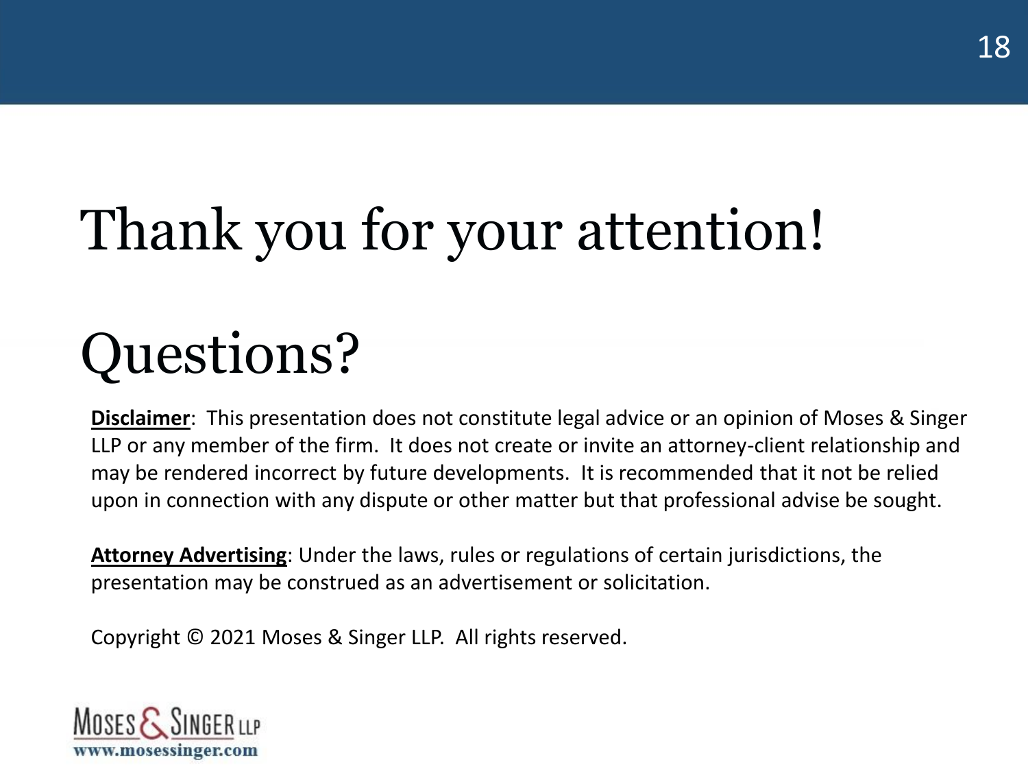# Thank you for your attention!

# Questions?

**Disclaimer**: This presentation does not constitute legal advice or an opinion of Moses & Singer LLP or any member of the firm. It does not create or invite an attorney-client relationship and may be rendered incorrect by future developments. It is recommended that it not be relied upon in connection with any dispute or other matter but that professional advise be sought.

**Attorney Advertising**: Under the laws, rules or regulations of certain jurisdictions, the presentation may be construed as an advertisement or solicitation.

Copyright © 2021 Moses & Singer LLP. All rights reserved.

MOSES & SINGER LLP
www.mosessinger.com